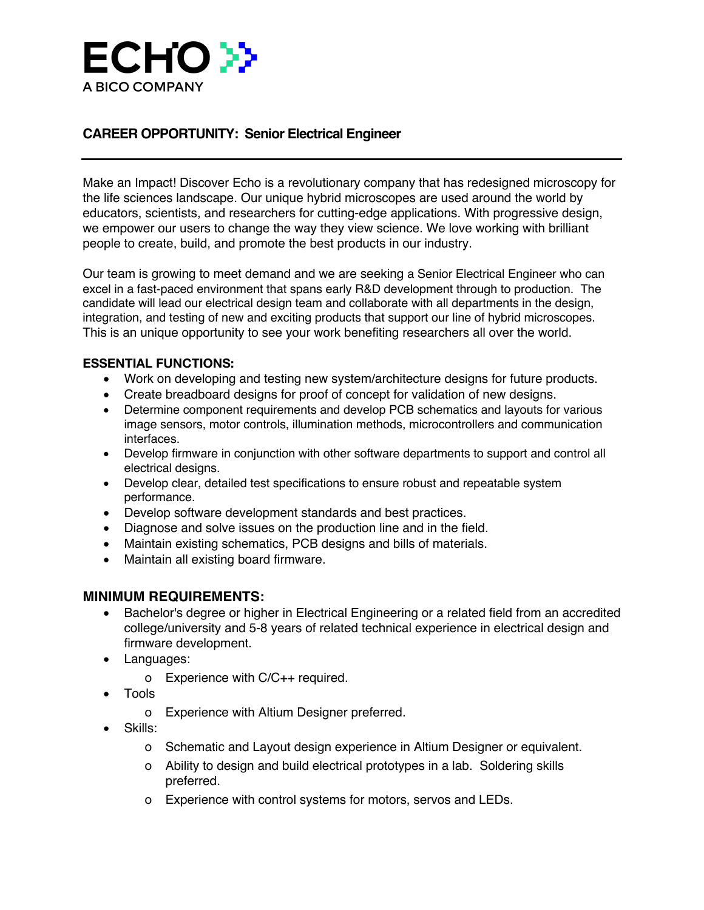ECHO
A BICO COMPANY

## CAREER OPPORTUNITY: Senior Electrical Engineer

Make an Impact! Discover Echo is a revolutionary company that has redesigned microscopy for the life sciences landscape. Our unique hybrid microscopes are used around the world by educators, scientists, and researchers for cutting-edge applications. With progressive design, we empower our users to change the way they view science. We love working with brilliant people to create, build, and promote the best products in our industry.

Our team is growing to meet demand and we are seeking a Senior Electrical Engineer who can excel in a fast-paced environment that spans early R&D development through to production. The candidate will lead our electrical design team and collaborate with all departments in the design, integration, and testing of new and exciting products that support our line of hybrid microscopes. This is an unique opportunity to see your work benefiting researchers all over the world.

### ESSENTIAL FUNCTIONS:

- Work on developing and testing new system/architecture designs for future products.
- Create breadboard designs for proof of concept for validation of new designs.
- Determine component requirements and develop PCB schematics and layouts for various image sensors, motor controls, illumination methods, microcontrollers and communication interfaces.
- Develop firmware in conjunction with other software departments to support and control all electrical designs.
- Develop clear, detailed test specifications to ensure robust and repeatable system performance.
- Develop software development standards and best practices.
- Diagnose and solve issues on the production line and in the field.
- Maintain existing schematics, PCB designs and bills of materials.
- Maintain all existing board firmware.

### MINIMUM REQUIREMENTS:

- Bachelor's degree or higher in Electrical Engineering or a related field from an accredited college/university and 5-8 years of related technical experience in electrical design and firmware development.
- Languages:
  - Experience with C/C++ required.
- Tools
  - Experience with Altium Designer preferred.
- Skills:
  - Schematic and Layout design experience in Altium Designer or equivalent.
  - Ability to design and build electrical prototypes in a lab. Soldering skills preferred.
  - Experience with control systems for motors, servos and LEDs.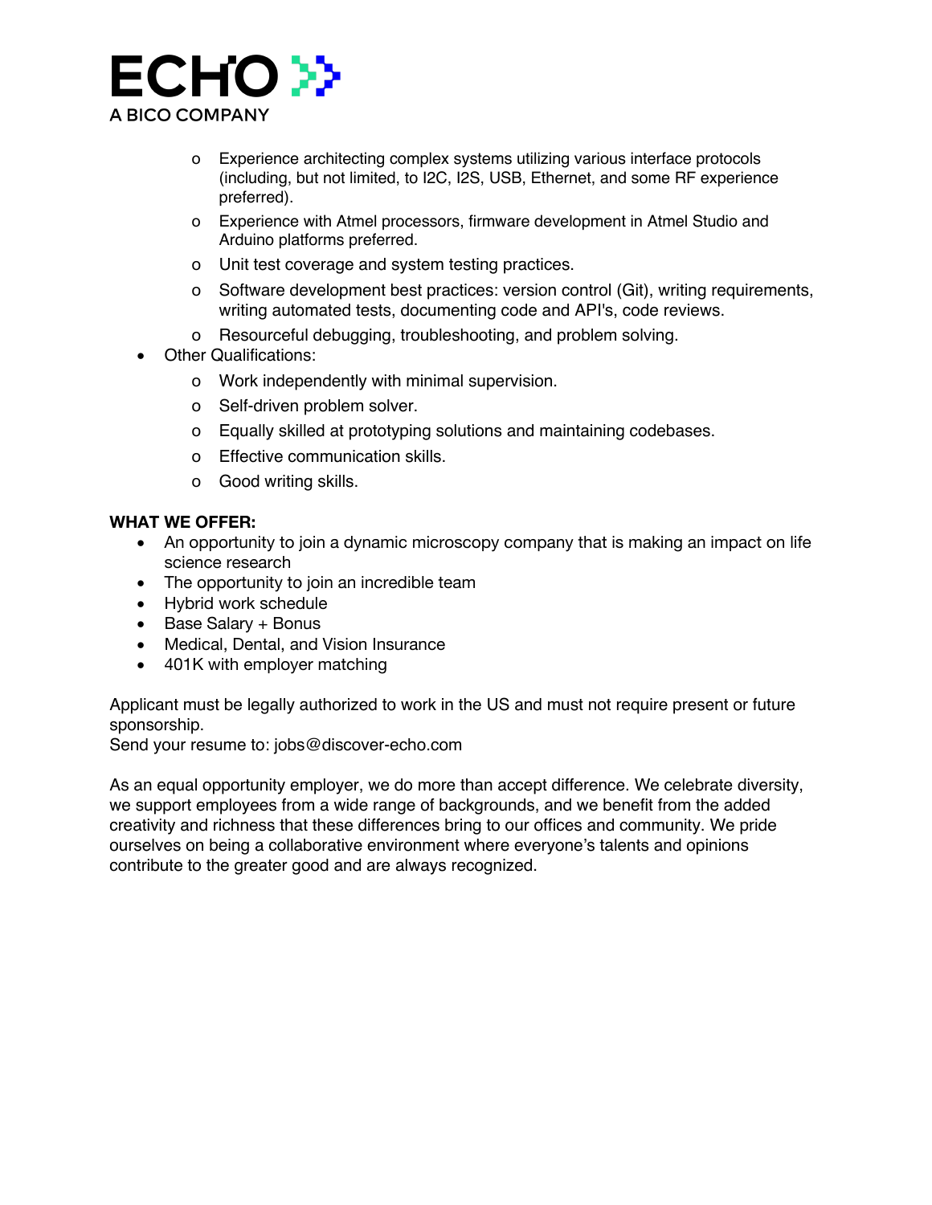- Experience architecting complex systems utilizing various interface protocols (including, but not limited, to I2C, I2S, USB, Ethernet, and some RF experience preferred).
    - Experience with Atmel processors, firmware development in Atmel Studio and Arduino platforms preferred.
    - Unit test coverage and system testing practices.
    - Software development best practices: version control (Git), writing requirements, writing automated tests, documenting code and API's, code reviews.
    - Resourceful debugging, troubleshooting, and problem solving.
- Other Qualifications:
    - Work independently with minimal supervision.
    - Self-driven problem solver.
    - Equally skilled at prototyping solutions and maintaining codebases.
    - Effective communication skills.
    - Good writing skills.

**WHAT WE OFFER:**

- An opportunity to join a dynamic microscopy company that is making an impact on life science research
- The opportunity to join an incredible team
- Hybrid work schedule
- Base Salary + Bonus
- Medical, Dental, and Vision Insurance
- 401K with employer matching

Applicant must be legally authorized to work in the US and must not require present or future sponsorship.
Send your resume to: jobs@discover-echo.com

As an equal opportunity employer, we do more than accept difference. We celebrate diversity, we support employees from a wide range of backgrounds, and we benefit from the added creativity and richness that these differences bring to our offices and community. We pride ourselves on being a collaborative environment where everyone's talents and opinions contribute to the greater good and are always recognized.